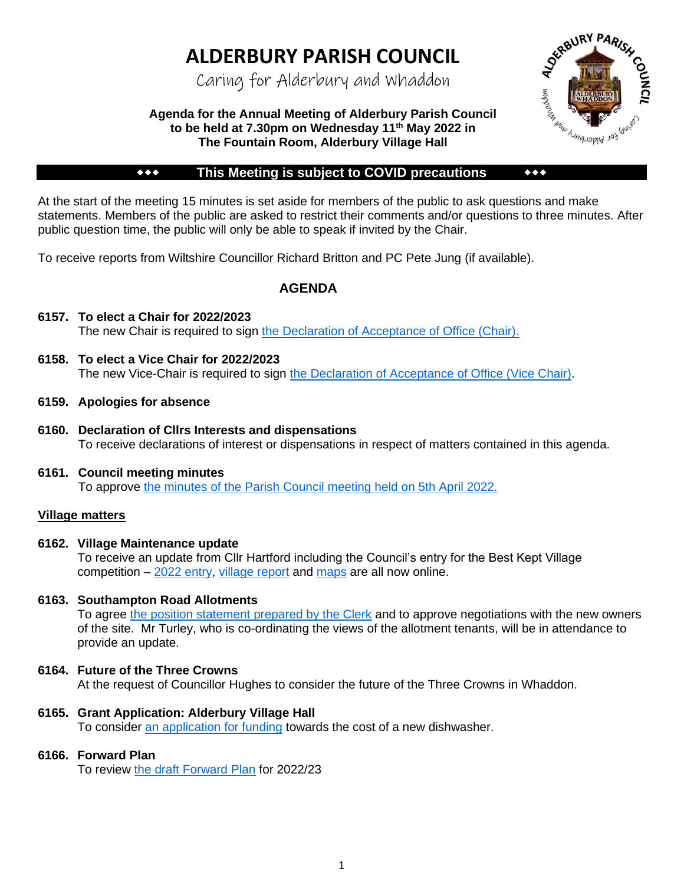# ALDERBURY PARISH COUNCIL

Caring for Alderbury and Whaddon

**Agenda for the Annual Meeting of Alderbury Parish Council to be held at 7.30pm on Wednesday 11th May 2022 in The Fountain Room, Alderbury Village Hall**

**◆◆◆ This Meeting is subject to COVID precautions ◆◆◆**

At the start of the meeting 15 minutes is set aside for members of the public to ask questions and make statements. Members of the public are asked to restrict their comments and/or questions to three minutes. After public question time, the public will only be able to speak if invited by the Chair.

To receive reports from Wiltshire Councillor Richard Britton and PC Pete Jung (if available).

## AGENDA

**6157. To elect a Chair for 2022/2023**
The new Chair is required to sign the Declaration of Acceptance of Office (Chair).

**6158. To elect a Vice Chair for 2022/2023**
The new Vice-Chair is required to sign the Declaration of Acceptance of Office (Vice Chair).

**6159. Apologies for absence**

**6160. Declaration of Cllrs Interests and dispensations**
To receive declarations of interest or dispensations in respect of matters contained in this agenda.

**6161. Council meeting minutes**
To approve the minutes of the Parish Council meeting held on 5th April 2022.

### Village matters

**6162. Village Maintenance update**
To receive an update from Cllr Hartford including the Council's entry for the Best Kept Village competition – 2022 entry, village report and maps are all now online.

**6163. Southampton Road Allotments**
To agree the position statement prepared by the Clerk and to approve negotiations with the new owners of the site. Mr Turley, who is co-ordinating the views of the allotment tenants, will be in attendance to provide an update.

**6164. Future of the Three Crowns**
At the request of Councillor Hughes to consider the future of the Three Crowns in Whaddon.

**6165. Grant Application: Alderbury Village Hall**
To consider an application for funding towards the cost of a new dishwasher.

**6166. Forward Plan**
To review the draft Forward Plan for 2022/23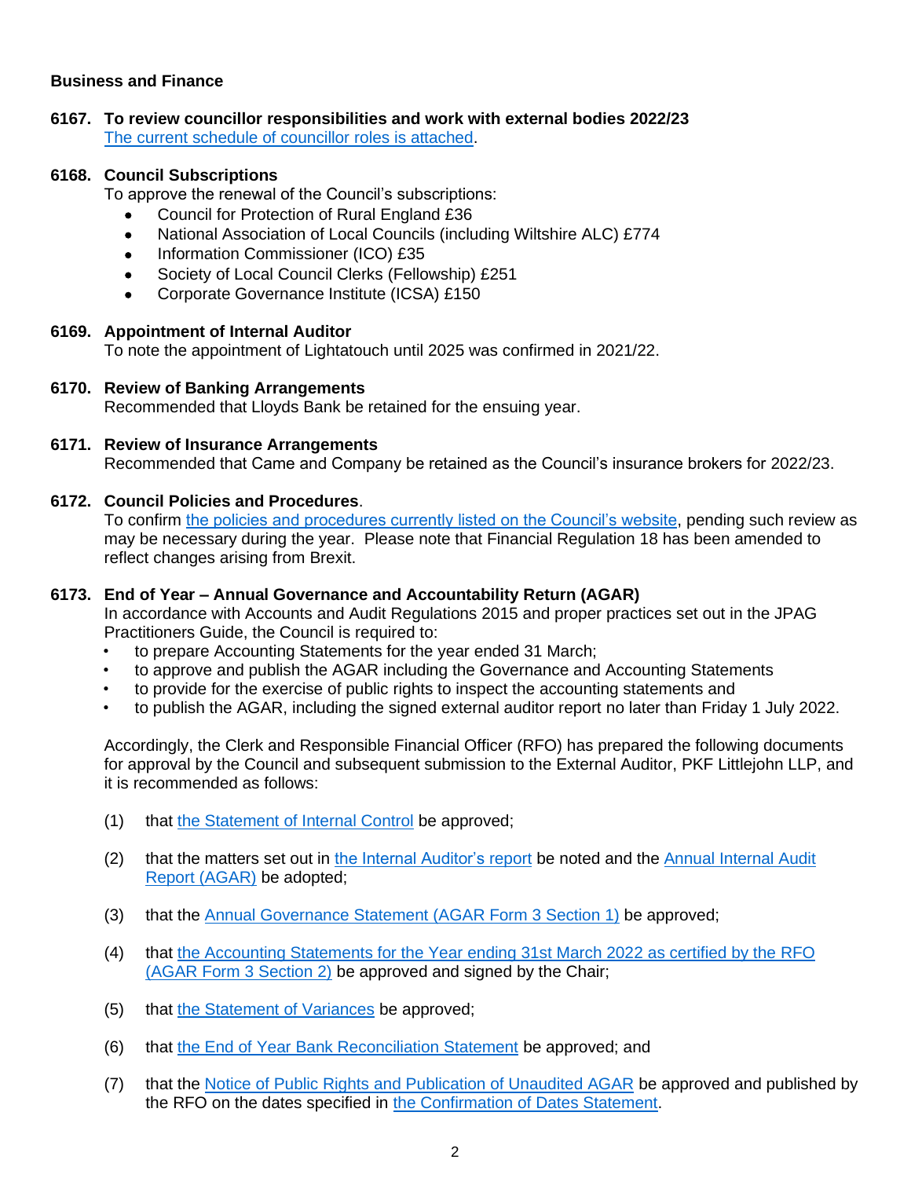## Business and Finance

### 6167. To review councillor responsibilities and work with external bodies 2022/23

The current schedule of councillor roles is attached.

### 6168. Council Subscriptions

To approve the renewal of the Council's subscriptions:

- Council for Protection of Rural England £36
- National Association of Local Councils (including Wiltshire ALC) £774
- Information Commissioner (ICO) £35
- Society of Local Council Clerks (Fellowship) £251
- Corporate Governance Institute (ICSA) £150

### 6169. Appointment of Internal Auditor

To note the appointment of Lightatouch until 2025 was confirmed in 2021/22.

### 6170. Review of Banking Arrangements

Recommended that Lloyds Bank be retained for the ensuing year.

### 6171. Review of Insurance Arrangements

Recommended that Came and Company be retained as the Council's insurance brokers for 2022/23.

### 6172. Council Policies and Procedures.

To confirm the policies and procedures currently listed on the Council's website, pending such review as may be necessary during the year. Please note that Financial Regulation 18 has been amended to reflect changes arising from Brexit.

### 6173. End of Year – Annual Governance and Accountability Return (AGAR)

In accordance with Accounts and Audit Regulations 2015 and proper practices set out in the JPAG Practitioners Guide, the Council is required to:

- to prepare Accounting Statements for the year ended 31 March;
- to approve and publish the AGAR including the Governance and Accounting Statements
- to provide for the exercise of public rights to inspect the accounting statements and
- to publish the AGAR, including the signed external auditor report no later than Friday 1 July 2022.

Accordingly, the Clerk and Responsible Financial Officer (RFO) has prepared the following documents for approval by the Council and subsequent submission to the External Auditor, PKF Littlejohn LLP, and it is recommended as follows:

(1) that the Statement of Internal Control be approved;

(2) that the matters set out in the Internal Auditor's report be noted and the Annual Internal Audit Report (AGAR) be adopted;

(3) that the Annual Governance Statement (AGAR Form 3 Section 1) be approved;

(4) that the Accounting Statements for the Year ending 31st March 2022 as certified by the RFO (AGAR Form 3 Section 2) be approved and signed by the Chair;

(5) that the Statement of Variances be approved;

(6) that the End of Year Bank Reconciliation Statement be approved; and

(7) that the Notice of Public Rights and Publication of Unaudited AGAR be approved and published by the RFO on the dates specified in the Confirmation of Dates Statement.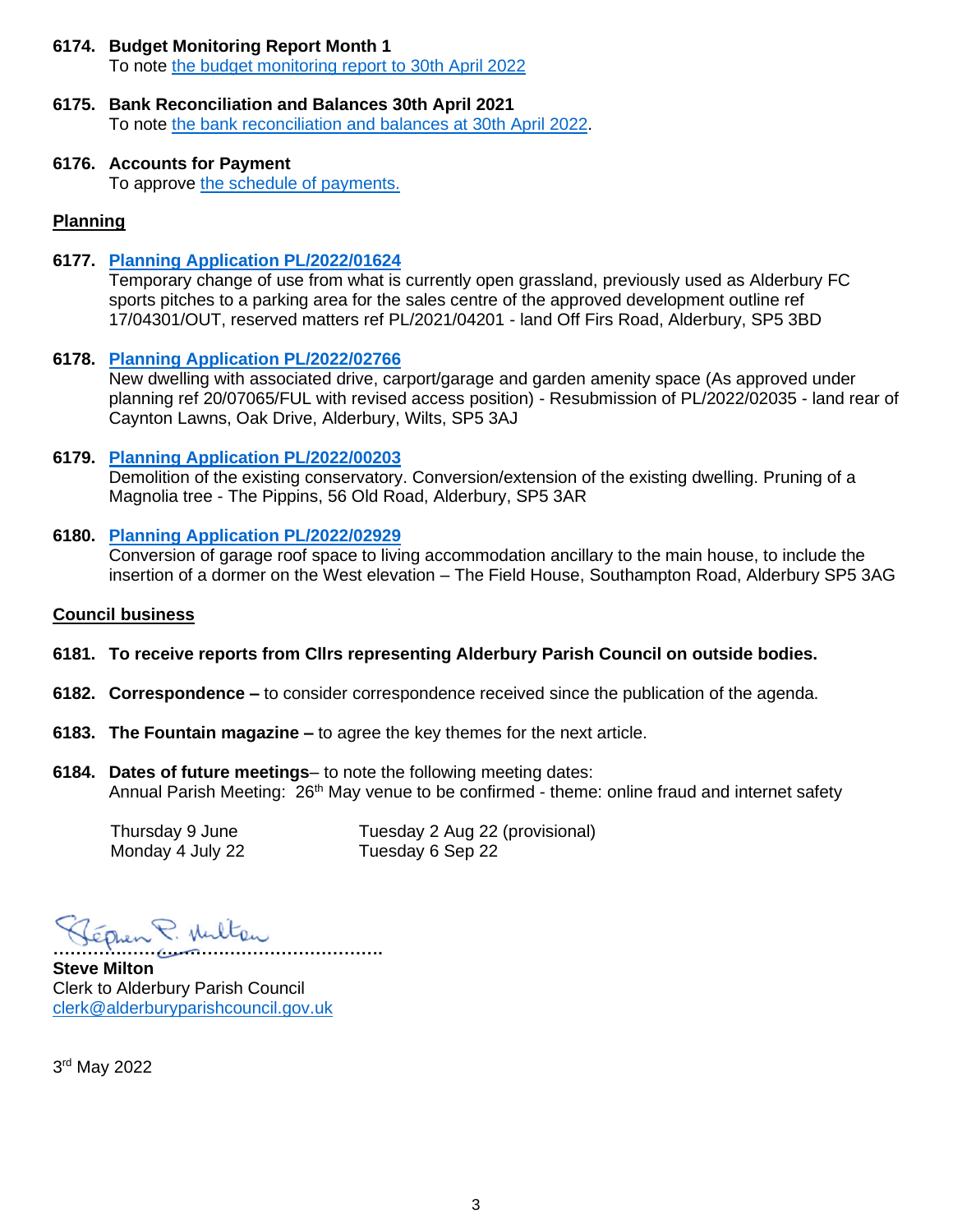**6174. Budget Monitoring Report Month 1**
To note the budget monitoring report to 30th April 2022

**6175. Bank Reconciliation and Balances 30th April 2021**
To note the bank reconciliation and balances at 30th April 2022.

**6176. Accounts for Payment**
To approve the schedule of payments.

## Planning

**6177. Planning Application PL/2022/01624**
Temporary change of use from what is currently open grassland, previously used as Alderbury FC sports pitches to a parking area for the sales centre of the approved development outline ref 17/04301/OUT, reserved matters ref PL/2021/04201 - land Off Firs Road, Alderbury, SP5 3BD

**6178. Planning Application PL/2022/02766**
New dwelling with associated drive, carport/garage and garden amenity space (As approved under planning ref 20/07065/FUL with revised access position) - Resubmission of PL/2022/02035 - land rear of Caynton Lawns, Oak Drive, Alderbury, Wilts, SP5 3AJ

**6179. Planning Application PL/2022/00203**
Demolition of the existing conservatory. Conversion/extension of the existing dwelling. Pruning of a Magnolia tree - The Pippins, 56 Old Road, Alderbury, SP5 3AR

**6180. Planning Application PL/2022/02929**
Conversion of garage roof space to living accommodation ancillary to the main house, to include the insertion of a dormer on the West elevation – The Field House, Southampton Road, Alderbury SP5 3AG

## Council business

**6181. To receive reports from Cllrs representing Alderbury Parish Council on outside bodies.**

**6182. Correspondence –** to consider correspondence received since the publication of the agenda.

**6183. The Fountain magazine –** to agree the key themes for the next article.

**6184. Dates of future meetings**– to note the following meeting dates:
Annual Parish Meeting: 26th May venue to be confirmed - theme: online fraud and internet safety

| | |
|---|---|
| Thursday 9 June | Tuesday 2 Aug 22 (provisional) |
| Monday 4 July 22 | Tuesday 6 Sep 22 |

Stephen P. Milton
………………………………………………

**Steve Milton**
Clerk to Alderbury Parish Council
clerk@alderburyparishcouncil.gov.uk

3rd May 2022